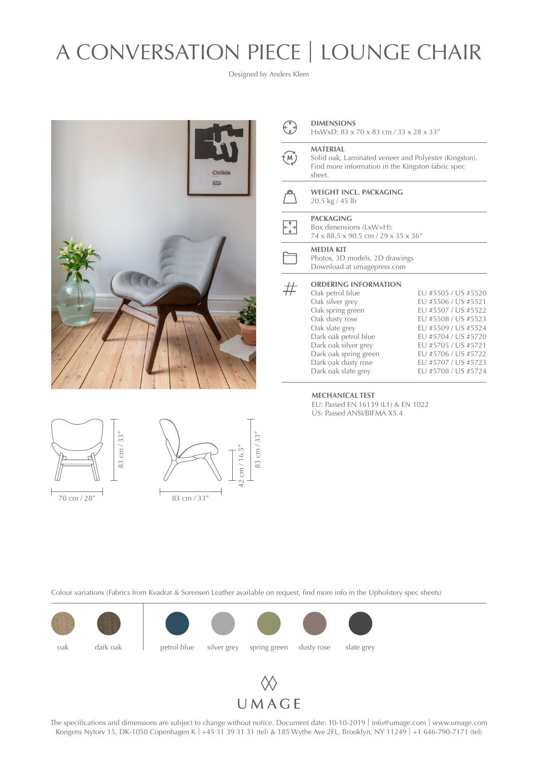# A CONVERSATION PIECE | LOUNGE CHAIR

Designed by Anders Klem

**DIMENSIONS**
HxWxD: 83 x 70 x 83 cm / 33 x 28 x 33″

**MATERIAL**
Solid oak, Laminated veneer and Polyester (Kingston). Find more information in the Kingston fabric spec sheet.

**WEIGHT INCL. PACKAGING**
20.5 kg / 45 lb

**PACKAGING**
Box dimensions (LxW×H):
74 x 88.5 x 90.5 cm / 29 x 35 x 36″

**MEDIA KIT**
Photos, 3D models, 2D drawings
Download at umagepress.com

**ORDERING INFORMATION**

| | |
|---|---|
| Oak petrol blue | EU #5505 / US #5520 |
| Oak silver grey | EU #5506 / US #5521 |
| Oak spring green | EU #5507 / US #5522 |
| Oak dusty rose | EU #5508 / US #5523 |
| Oak slate grey | EU #5509 / US #5524 |
| Dark oak petrol blue | EU #5704 / US #5720 |
| Dark oak silver grey | EU #5705 / US #5721 |
| Dark oak spring green | EU #5706 / US #5722 |
| Dark oak dusty rose | EU #5707 / US #5723 |
| Dark oak slate grey | EU #5708 / US #5724 |

**MECHANICAL TEST**
EU: Passed EN 16139 (L1) & EN 1022
US: Passed ANSI/BIFMA X5.4

83 cm / 33″
70 cm / 28″
42 cm / 16.5″
83 cm / 33″
83 cm / 33″

Colour variations (Fabrics from Kvadrat & Sorensen Leather available on request, find more info in the Upholstery spec sheets)

oak | dark oak | petrol blue | silver grey | spring green | dusty rose | slate grey

UMAGE

The specifications and dimensions are subject to change without notice. Document date: 10-10-2019 | info@umage.com | www.umage.com
Kongens Nytorv 15, DK-1050 Copenhagen K | +45 31 39 31 31 (tel) & 185 Wythe Ave 2FL, Brooklyn, NY 11249 | +1 646-790-7171 (tel)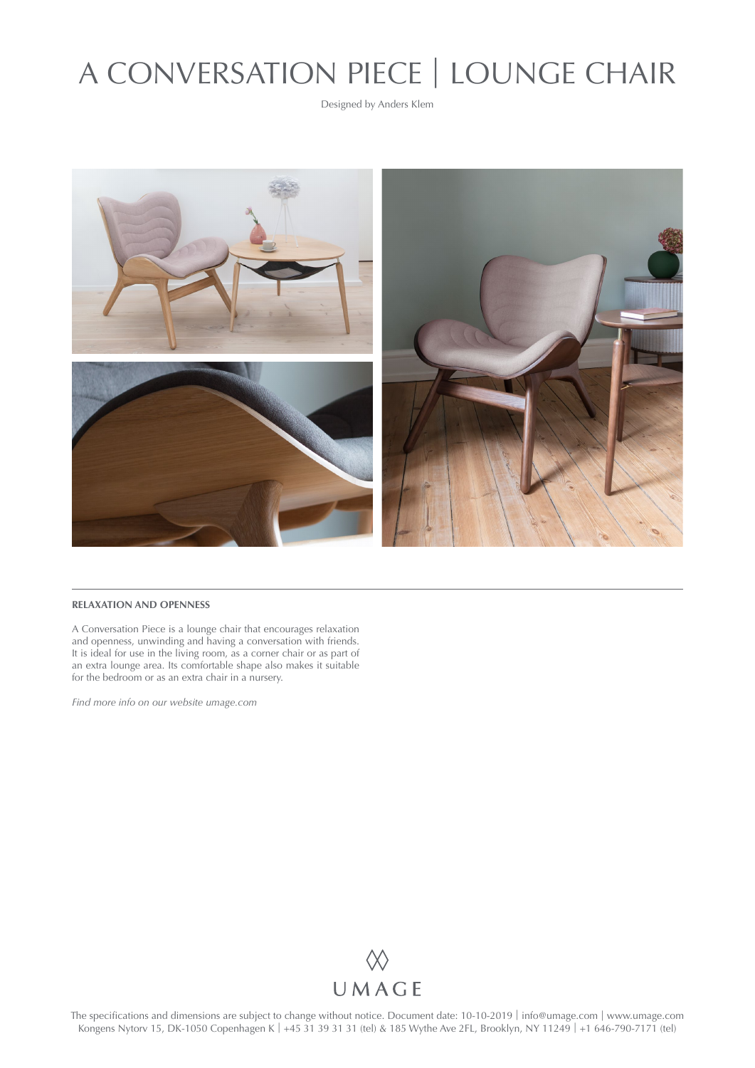# A CONVERSATION PIECE | LOUNGE CHAIR

Designed by Anders Klem

---

**RELAXATION AND OPENNESS**

A Conversation Piece is a lounge chair that encourages relaxation and openness, unwinding and having a conversation with friends. It is ideal for use in the living room, as a corner chair or as part of an extra lounge area. Its comfortable shape also makes it suitable for the bedroom or as an extra chair in a nursery.

*Find more info on our website umage.com*

UMAGE

The specifications and dimensions are subject to change without notice. Document date: 10-10-2019 | info@umage.com | www.umage.com
Kongens Nytorv 15, DK-1050 Copenhagen K | +45 31 39 31 31 (tel) & 185 Wythe Ave 2FL, Brooklyn, NY 11249 | +1 646-790-7171 (tel)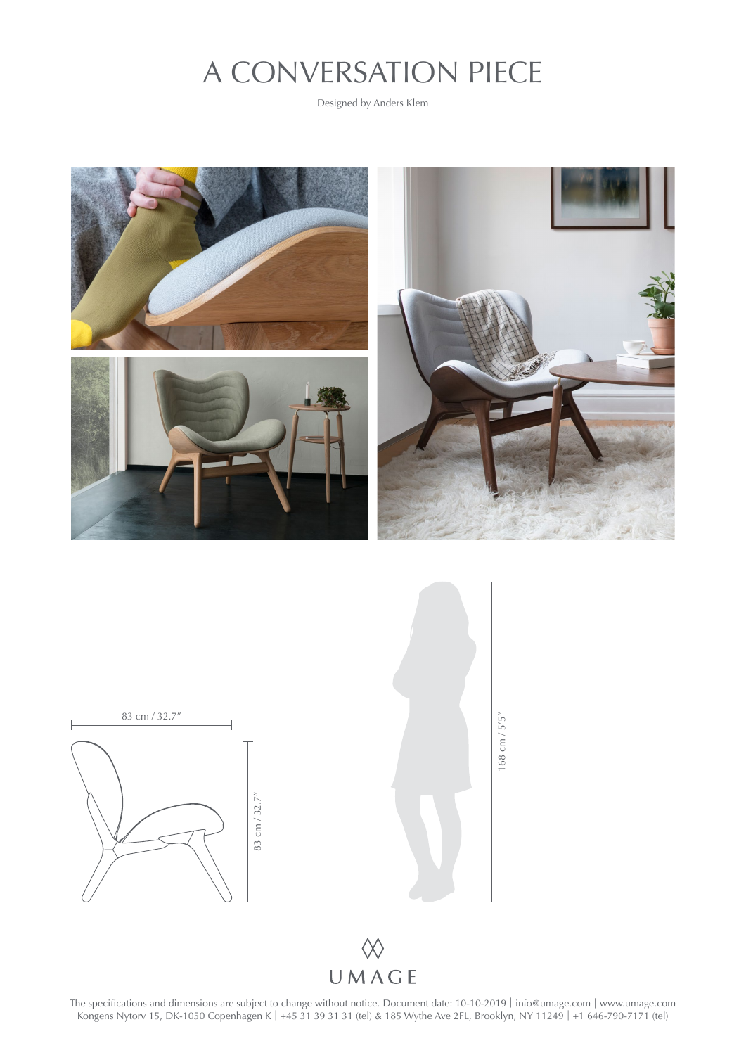# A CONVERSATION PIECE

Designed by Anders Klem

83 cm / 32.7″

83 cm / 32.7″

168 cm / 5′5″

UMAGE

The specifications and dimensions are subject to change without notice. Document date: 10-10-2019 | info@umage.com | www.umage.com
Kongens Nytorv 15, DK-1050 Copenhagen K | +45 31 39 31 31 (tel) & 185 Wythe Ave 2FL, Brooklyn, NY 11249 | +1 646-790-7171 (tel)